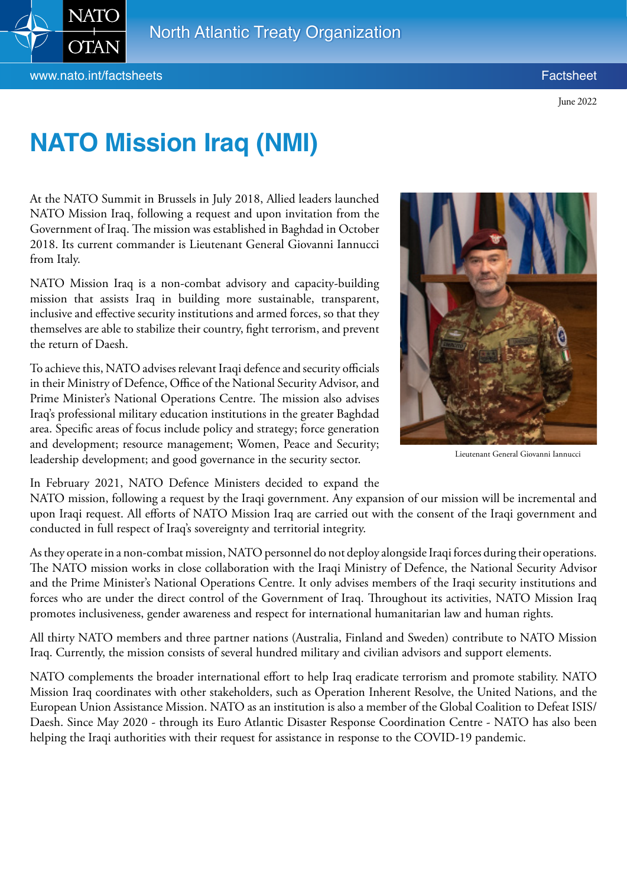June 2022

# NATO Mission Iraq (NMI)

At the NATO Summit in Brussels in July 2018, Allied leaders launched NATO Mission Iraq, following a request and upon invitation from the Government of Iraq. The mission was established in Baghdad in October 2018. Its current commander is Lieutenant General Giovanni Iannucci from Italy.

NATO Mission Iraq is a non-combat advisory and capacity-building mission that assists Iraq in building more sustainable, transparent, inclusive and effective security institutions and armed forces, so that they themselves are able to stabilize their country, fight terrorism, and prevent the return of Daesh.

To achieve this, NATO advises relevant Iraqi defence and security officials in their Ministry of Defence, Office of the National Security Advisor, and Prime Minister's National Operations Centre. The mission also advises Iraq's professional military education institutions in the greater Baghdad area. Specific areas of focus include policy and strategy; force generation and development; resource management; Women, Peace and Security; leadership development; and good governance in the security sector.

Lieutenant General Giovanni Iannucci

In February 2021, NATO Defence Ministers decided to expand the NATO mission, following a request by the Iraqi government. Any expansion of our mission will be incremental and upon Iraqi request. All efforts of NATO Mission Iraq are carried out with the consent of the Iraqi government and conducted in full respect of Iraq's sovereignty and territorial integrity.

As they operate in a non-combat mission, NATO personnel do not deploy alongside Iraqi forces during their operations. The NATO mission works in close collaboration with the Iraqi Ministry of Defence, the National Security Advisor and the Prime Minister's National Operations Centre. It only advises members of the Iraqi security institutions and forces who are under the direct control of the Government of Iraq. Throughout its activities, NATO Mission Iraq promotes inclusiveness, gender awareness and respect for international humanitarian law and human rights.

All thirty NATO members and three partner nations (Australia, Finland and Sweden) contribute to NATO Mission Iraq. Currently, the mission consists of several hundred military and civilian advisors and support elements.

NATO complements the broader international effort to help Iraq eradicate terrorism and promote stability. NATO Mission Iraq coordinates with other stakeholders, such as Operation Inherent Resolve, the United Nations, and the European Union Assistance Mission. NATO as an institution is also a member of the Global Coalition to Defeat ISIS/Daesh. Since May 2020 - through its Euro Atlantic Disaster Response Coordination Centre - NATO has also been helping the Iraqi authorities with their request for assistance in response to the COVID-19 pandemic.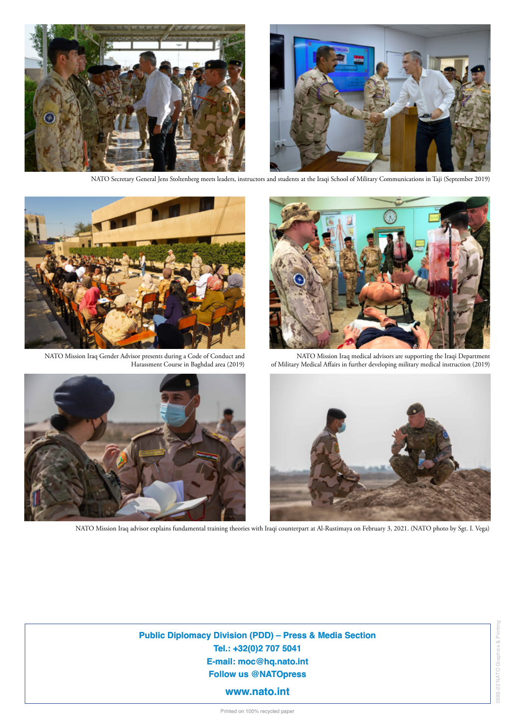NATO Secretary General Jens Stoltenberg meets leaders, instructors and students at the Iraqi School of Military Communications in Taji (September 2019)

NATO Mission Iraq Gender Advisor presents during a Code of Conduct and Harassment Course in Baghdad area (2019)

NATO Mission Iraq medical advisors are supporting the Iraqi Department of Military Medical Affairs in further developing military medical instruction (2019)

NATO Mission Iraq advisor explains fundamental training theories with Iraqi counterpart at Al-Rustimaya on February 3, 2021. (NATO photo by Sgt. I. Vega)

**Public Diplomacy Division (PDD) – Press & Media Section**
**Tel.: +32(0)2 707 5041**
**E-mail: moc@hq.nato.int**
**Follow us @NATOpress**

**www.nato.int**

Printed on 100% recycled paper

0588-22 NATO Graphics & Printing